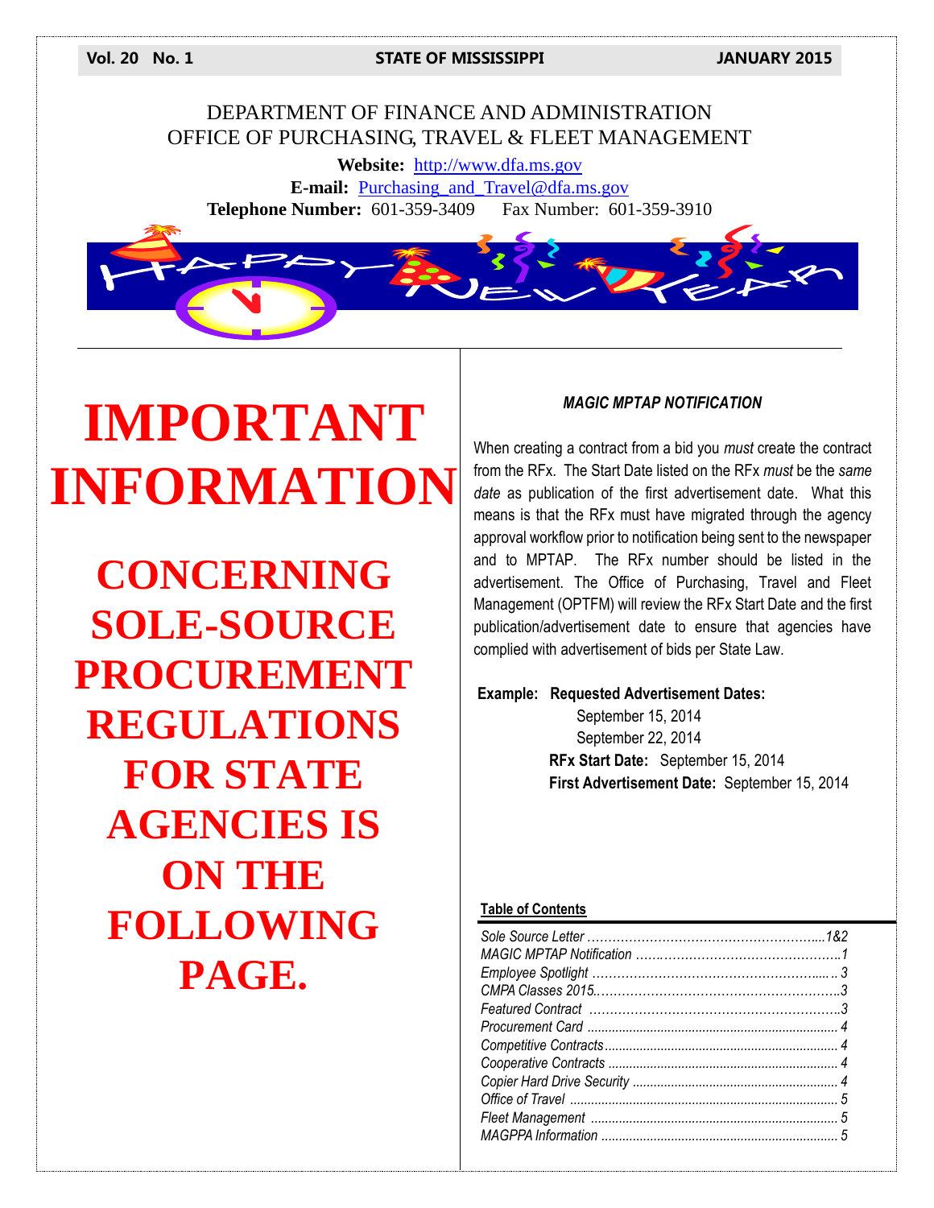# DEPARTMENT OF FINANCE AND ADMINISTRATION
# OFFICE OF PURCHASING, TRAVEL & FLEET MANAGEMENT

**Website:** http://www.dfa.ms.gov
**E-mail:** Purchasing_and_Travel@dfa.ms.gov
**Telephone Number:** 601-359-3409 Fax Number: 601-359-3910

HAPPY NEW YEAR

# IMPORTANT INFORMATION

## CONCERNING SOLE-SOURCE PROCUREMENT REGULATIONS FOR STATE AGENCIES IS ON THE FOLLOWING PAGE.

### *MAGIC MPTAP NOTIFICATION*

When creating a contract from a bid you *must* create the contract from the RFx. The Start Date listed on the RFx *must* be the *same date* as publication of the first advertisement date. What this means is that the RFx must have migrated through the agency approval workflow prior to notification being sent to the newspaper and to MPTAP. The RFx number should be listed in the advertisement. The Office of Purchasing, Travel and Fleet Management (OPTFM) will review the RFx Start Date and the first publication/advertisement date to ensure that agencies have complied with advertisement of bids per State Law.

**Example: Requested Advertisement Dates:**
September 15, 2014
September 22, 2014
**RFx Start Date:** September 15, 2014
**First Advertisement Date:** September 15, 2014

**Table of Contents**

| | |
|---|---|
| *Sole Source Letter* | *1&2* |
| *MAGIC MPTAP Notification* | *1* |
| *Employee Spotlight* | *3* |
| *CMPA Classes 2015* | *3* |
| *Featured Contract* | *3* |
| *Procurement Card* | *4* |
| *Competitive Contracts* | *4* |
| *Cooperative Contracts* | *4* |
| *Copier Hard Drive Security* | *4* |
| *Office of Travel* | *5* |
| *Fleet Management* | *5* |
| *MAGPPA Information* | *5* |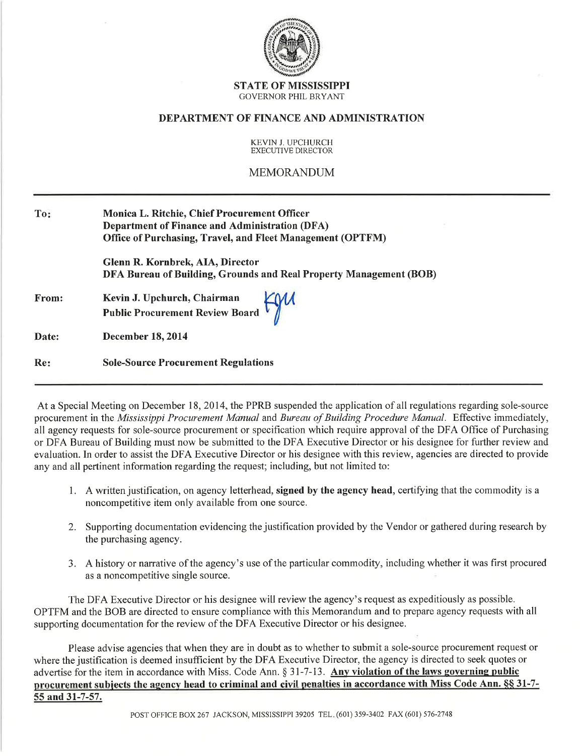**STATE OF MISSISSIPPI**
GOVERNOR PHIL BRYANT

**DEPARTMENT OF FINANCE AND ADMINISTRATION**

KEVIN J. UPCHURCH
EXECUTIVE DIRECTOR

MEMORANDUM

---

| | |
|---|---|
| **To:** | **Monica L. Ritchie, Chief Procurement Officer**<br>**Department of Finance and Administration (DFA)**<br>**Office of Purchasing, Travel, and Fleet Management (OPTFM)**<br><br>**Glenn R. Kornbrek, AIA, Director**<br>**DFA Bureau of Building, Grounds and Real Property Management (BOB)** |
| **From:** | **Kevin J. Upchurch, Chairman**<br>**Public Procurement Review Board** |
| **Date:** | **December 18, 2014** |
| **Re:** | **Sole-Source Procurement Regulations** |

---

At a Special Meeting on December 18, 2014, the PPRB suspended the application of all regulations regarding sole-source procurement in the *Mississippi Procurement Manual* and *Bureau of Building Procedure Manual*. Effective immediately, all agency requests for sole-source procurement or specification which require approval of the DFA Office of Purchasing or DFA Bureau of Building must now be submitted to the DFA Executive Director or his designee for further review and evaluation. In order to assist the DFA Executive Director or his designee with this review, agencies are directed to provide any and all pertinent information regarding the request; including, but not limited to:

1. A written justification, on agency letterhead, **signed by the agency head**, certifying that the commodity is a noncompetitive item only available from one source.
2. Supporting documentation evidencing the justification provided by the Vendor or gathered during research by the purchasing agency.
3. A history or narrative of the agency's use of the particular commodity, including whether it was first procured as a noncompetitive single source.

The DFA Executive Director or his designee will review the agency's request as expeditiously as possible. OPTFM and the BOB are directed to ensure compliance with this Memorandum and to prepare agency requests with all supporting documentation for the review of the DFA Executive Director or his designee.

Please advise agencies that when they are in doubt as to whether to submit a sole-source procurement request or where the justification is deemed insufficient by the DFA Executive Director, the agency is directed to seek quotes or advertise for the item in accordance with Miss. Code Ann. § 31-7-13. **Any violation of the laws governing public procurement subjects the agency head to criminal and civil penalties in accordance with Miss Code Ann. §§ 31-7-55 and 31-7-57.**

POST OFFICE BOX 267 JACKSON, MISSISSIPPI 39205 TEL. (601) 359-3402 FAX (601) 576-2748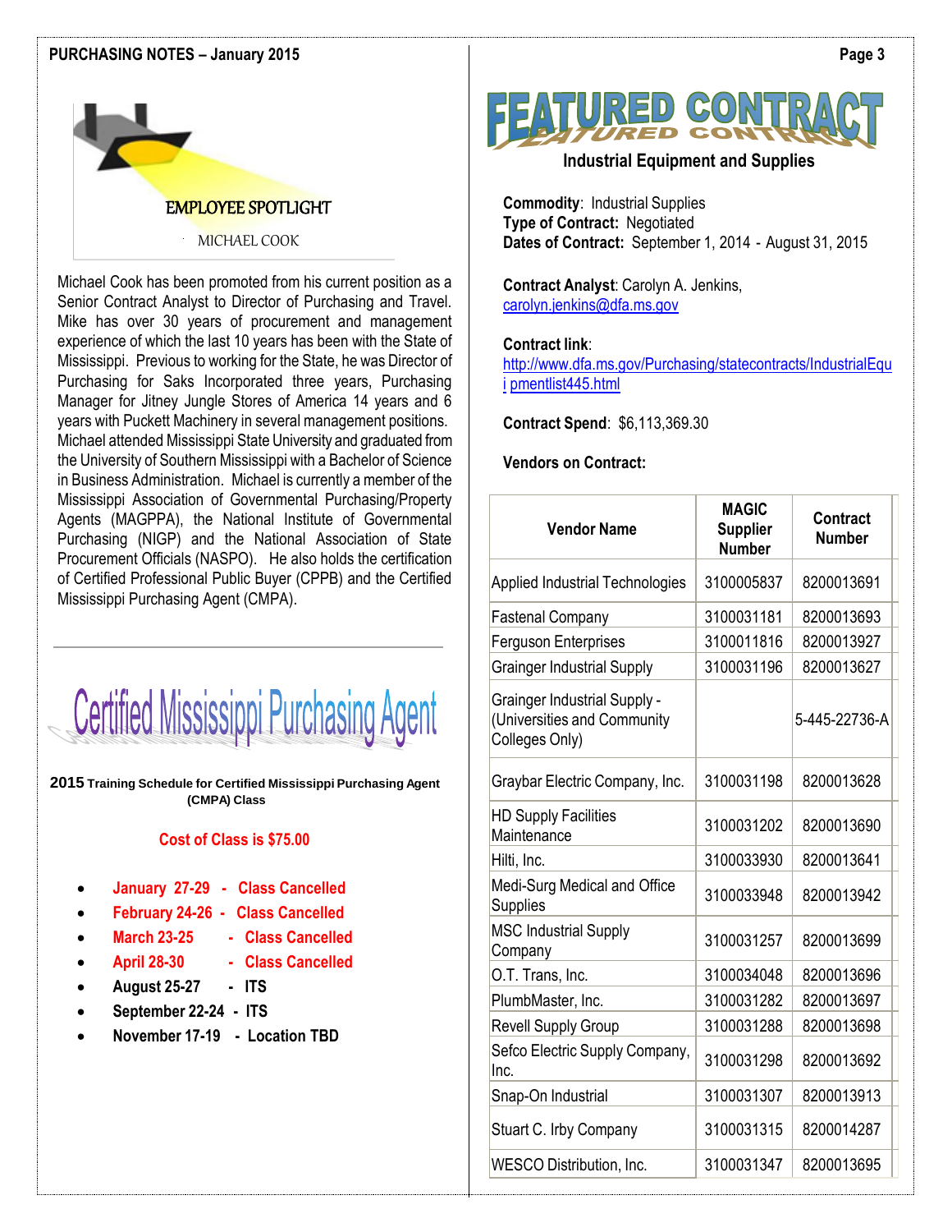## EMPLOYEE SPOTLIGHT

MICHAEL COOK

Michael Cook has been promoted from his current position as a Senior Contract Analyst to Director of Purchasing and Travel. Mike has over 30 years of procurement and management experience of which the last 10 years has been with the State of Mississippi. Previous to working for the State, he was Director of Purchasing for Saks Incorporated three years, Purchasing Manager for Jitney Jungle Stores of America 14 years and 6 years with Puckett Machinery in several management positions. Michael attended Mississippi State University and graduated from the University of Southern Mississippi with a Bachelor of Science in Business Administration. Michael is currently a member of the Mississippi Association of Governmental Purchasing/Property Agents (MAGPPA), the National Institute of Governmental Purchasing (NIGP) and the National Association of State Procurement Officials (NASPO). He also holds the certification of Certified Professional Public Buyer (CPPB) and the Certified Mississippi Purchasing Agent (CMPA).

---

## Certified Mississippi Purchasing Agent

**2015 Training Schedule for Certified Mississippi Purchasing Agent (CMPA) Class**

**Cost of Class is $75.00**

- **January 27-29 - Class Cancelled**
- **February 24-26 - Class Cancelled**
- **March 23-25 - Class Cancelled**
- **April 28-30 - Class Cancelled**
- **August 25-27 - ITS**
- **September 22-24 - ITS**
- **November 17-19 - Location TBD**

## FEATURED CONTRACT

### Industrial Equipment and Supplies

**Commodity**: Industrial Supplies
**Type of Contract:** Negotiated
**Dates of Contract:** September 1, 2014 - August 31, 2015

**Contract Analyst**: Carolyn A. Jenkins,
carolyn.jenkins@dfa.ms.gov

**Contract link**:
http://www.dfa.ms.gov/Purchasing/statecontracts/IndustrialEqui pmentlist445.html

**Contract Spend**: $6,113,369.30

**Vendors on Contract:**

| Vendor Name | MAGIC Supplier Number | Contract Number |
|---|---|---|
| Applied Industrial Technologies | 3100005837 | 8200013691 |
| Fastenal Company | 3100031181 | 8200013693 |
| Ferguson Enterprises | 3100011816 | 8200013927 |
| Grainger Industrial Supply | 3100031196 | 8200013627 |
| Grainger Industrial Supply - (Universities and Community Colleges Only) | | 5-445-22736-A |
| Graybar Electric Company, Inc. | 3100031198 | 8200013628 |
| HD Supply Facilities Maintenance | 3100031202 | 8200013690 |
| Hilti, Inc. | 3100033930 | 8200013641 |
| Medi-Surg Medical and Office Supplies | 3100033948 | 8200013942 |
| MSC Industrial Supply Company | 3100031257 | 8200013699 |
| O.T. Trans, Inc. | 3100034048 | 8200013696 |
| PlumbMaster, Inc. | 3100031282 | 8200013697 |
| Revell Supply Group | 3100031288 | 8200013698 |
| Sefco Electric Supply Company, Inc. | 3100031298 | 8200013692 |
| Snap-On Industrial | 3100031307 | 8200013913 |
| Stuart C. Irby Company | 3100031315 | 8200014287 |
| WESCO Distribution, Inc. | 3100031347 | 8200013695 |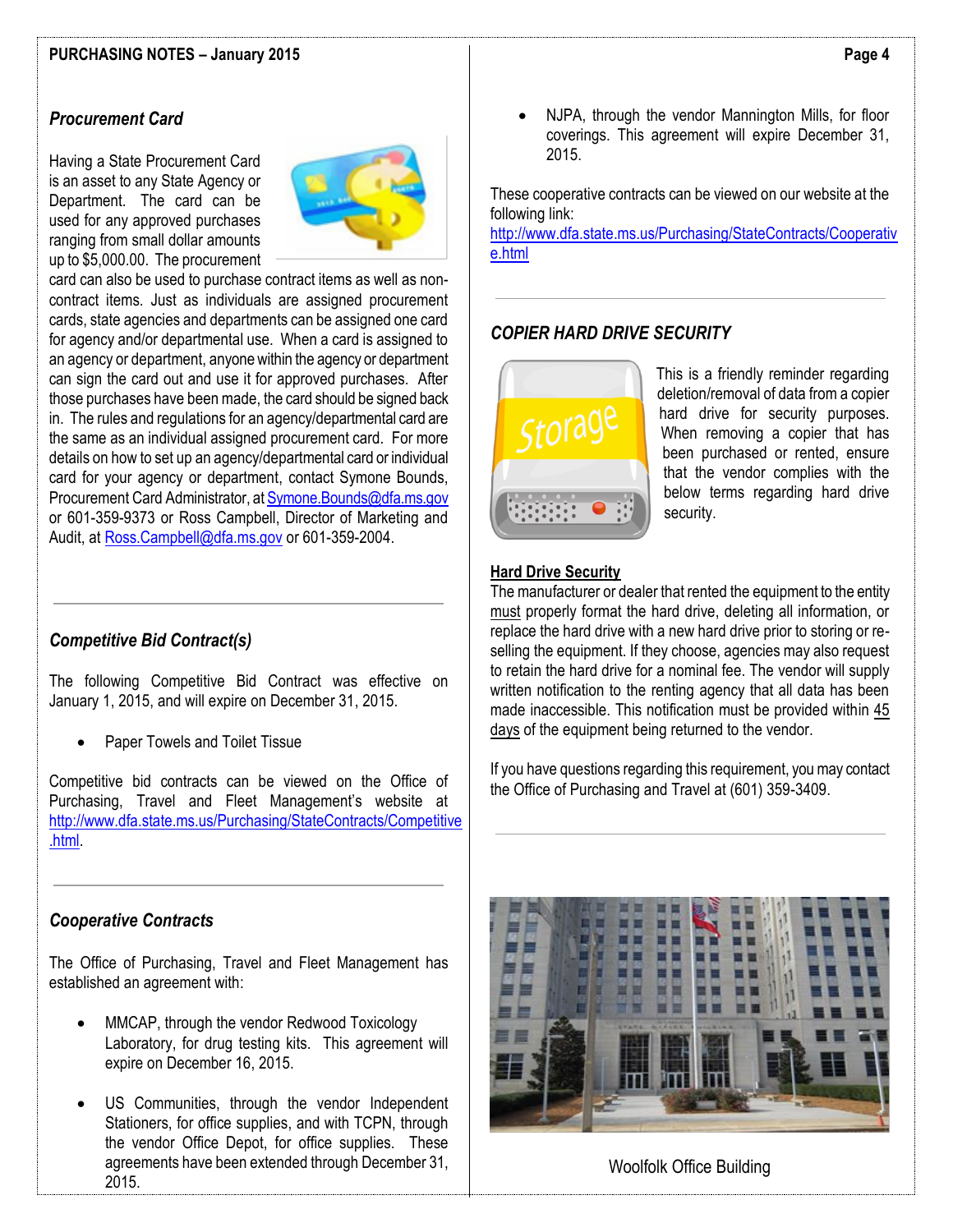## Procurement Card

Having a State Procurement Card is an asset to any State Agency or Department. The card can be used for any approved purchases ranging from small dollar amounts up to $5,000.00. The procurement card can also be used to purchase contract items as well as non-contract items. Just as individuals are assigned procurement cards, state agencies and departments can be assigned one card for agency and/or departmental use. When a card is assigned to an agency or department, anyone within the agency or department can sign the card out and use it for approved purchases. After those purchases have been made, the card should be signed back in. The rules and regulations for an agency/departmental card are the same as an individual assigned procurement card. For more details on how to set up an agency/departmental card or individual card for your agency or department, contact Symone Bounds, Procurement Card Administrator, at Symone.Bounds@dfa.ms.gov or 601-359-9373 or Ross Campbell, Director of Marketing and Audit, at Ross.Campbell@dfa.ms.gov or 601-359-2004.

## Competitive Bid Contract(s)

The following Competitive Bid Contract was effective on January 1, 2015, and will expire on December 31, 2015.

- Paper Towels and Toilet Tissue

Competitive bid contracts can be viewed on the Office of Purchasing, Travel and Fleet Management's website at http://www.dfa.state.ms.us/Purchasing/StateContracts/Competitive.html.

## Cooperative Contracts

The Office of Purchasing, Travel and Fleet Management has established an agreement with:

- MMCAP, through the vendor Redwood Toxicology Laboratory, for drug testing kits. This agreement will expire on December 16, 2015.
- US Communities, through the vendor Independent Stationers, for office supplies, and with TCPN, through the vendor Office Depot, for office supplies. These agreements have been extended through December 31, 2015.
- NJPA, through the vendor Mannington Mills, for floor coverings. This agreement will expire December 31, 2015.

These cooperative contracts can be viewed on our website at the following link: http://www.dfa.state.ms.us/Purchasing/StateContracts/Cooperative.html

## COPIER HARD DRIVE SECURITY

This is a friendly reminder regarding deletion/removal of data from a copier hard drive for security purposes. When removing a copier that has been purchased or rented, ensure that the vendor complies with the below terms regarding hard drive security.

**Hard Drive Security**

The manufacturer or dealer that rented the equipment to the entity must properly format the hard drive, deleting all information, or replace the hard drive with a new hard drive prior to storing or re-selling the equipment. If they choose, agencies may also request to retain the hard drive for a nominal fee. The vendor will supply written notification to the renting agency that all data has been made inaccessible. This notification must be provided within 45 days of the equipment being returned to the vendor.

If you have questions regarding this requirement, you may contact the Office of Purchasing and Travel at (601) 359-3409.

Woolfolk Office Building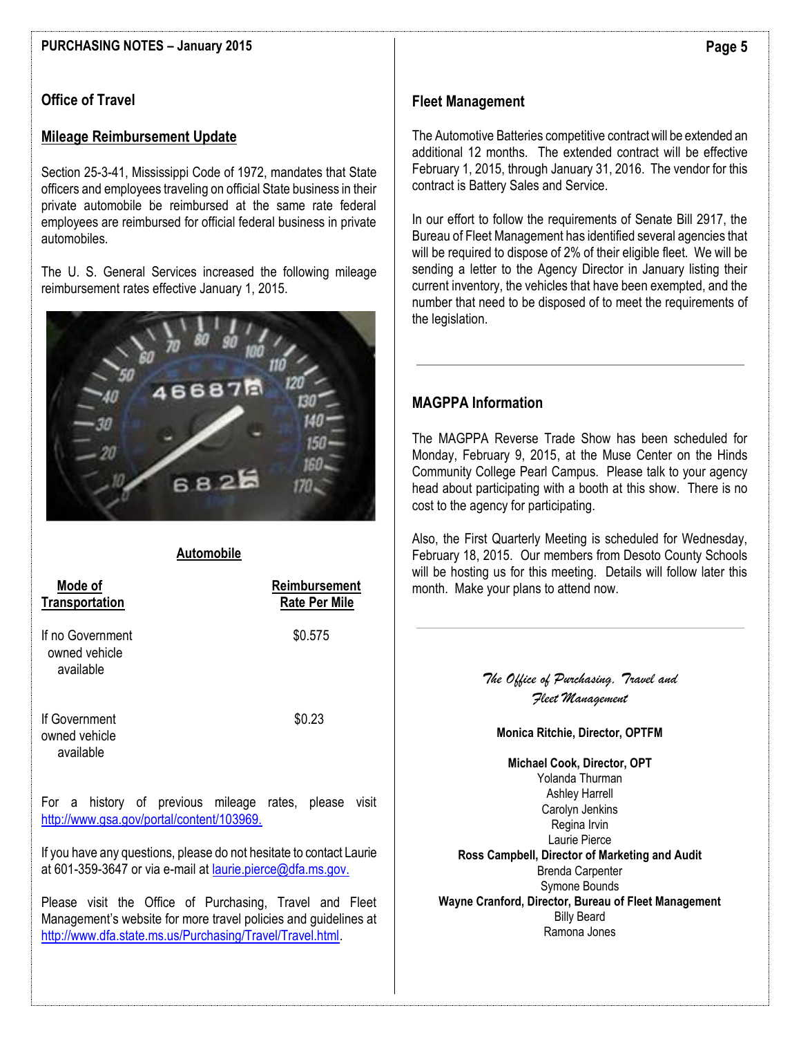## Office of Travel

### Mileage Reimbursement Update

Section 25-3-41, Mississippi Code of 1972, mandates that State officers and employees traveling on official State business in their private automobile be reimbursed at the same rate federal employees are reimbursed for official federal business in private automobiles.

The U. S. General Services increased the following mileage reimbursement rates effective January 1, 2015.

**Automobile**

| Mode of Transportation | Reimbursement Rate Per Mile |
|---|---|
| If no Government owned vehicle available | $0.575 |
| If Government owned vehicle available | $0.23 |

For a history of previous mileage rates, please visit http://www.gsa.gov/portal/content/103969.

If you have any questions, please do not hesitate to contact Laurie at 601-359-3647 or via e-mail at laurie.pierce@dfa.ms.gov.

Please visit the Office of Purchasing, Travel and Fleet Management's website for more travel policies and guidelines at http://www.dfa.state.ms.us/Purchasing/Travel/Travel.html.

## Fleet Management

The Automotive Batteries competitive contract will be extended an additional 12 months. The extended contract will be effective February 1, 2015, through January 31, 2016. The vendor for this contract is Battery Sales and Service.

In our effort to follow the requirements of Senate Bill 2917, the Bureau of Fleet Management has identified several agencies that will be required to dispose of 2% of their eligible fleet. We will be sending a letter to the Agency Director in January listing their current inventory, the vehicles that have been exempted, and the number that need to be disposed of to meet the requirements of the legislation.

## MAGPPA Information

The MAGPPA Reverse Trade Show has been scheduled for Monday, February 9, 2015, at the Muse Center on the Hinds Community College Pearl Campus. Please talk to your agency head about participating with a booth at this show. There is no cost to the agency for participating.

Also, the First Quarterly Meeting is scheduled for Wednesday, February 18, 2015. Our members from Desoto County Schools will be hosting us for this meeting. Details will follow later this month. Make your plans to attend now.

*The Office of Purchasing, Travel and Fleet Management*

**Monica Ritchie, Director, OPTFM**

**Michael Cook, Director, OPT**
Yolanda Thurman
Ashley Harrell
Carolyn Jenkins
Regina Irvin
Laurie Pierce

**Ross Campbell, Director of Marketing and Audit**
Brenda Carpenter
Symone Bounds

**Wayne Cranford, Director, Bureau of Fleet Management**
Billy Beard
Ramona Jones